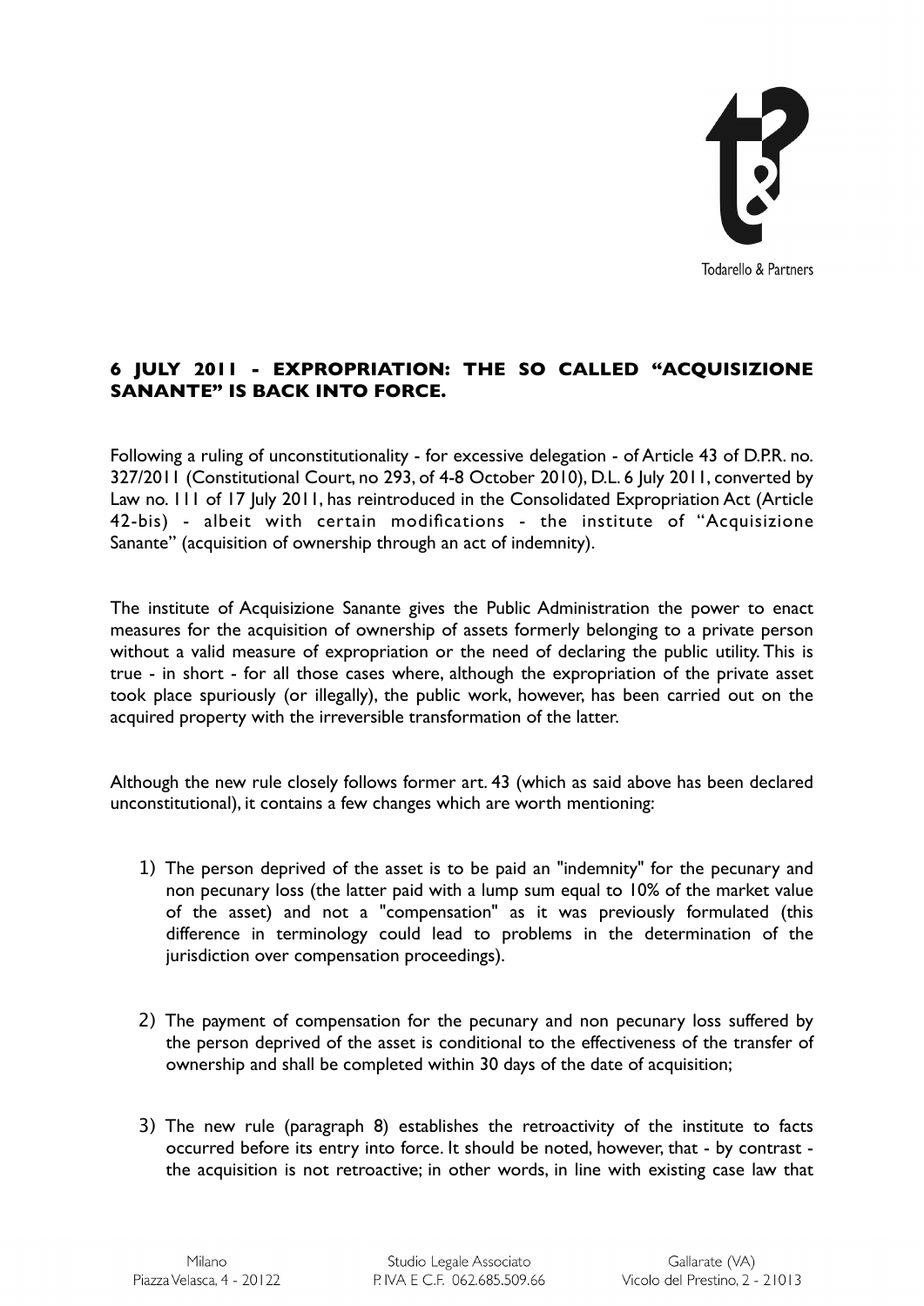## 6 JULY 2011 - EXPROPRIATION: THE SO CALLED "ACQUISIZIONE SANANTE" IS BACK INTO FORCE.

Following a ruling of unconstitutionality - for excessive delegation - of Article 43 of D.P.R. no. 327/2011 (Constitutional Court, no 293, of 4-8 October 2010), D.L. 6 July 2011, converted by Law no. 111 of 17 July 2011, has reintroduced in the Consolidated Expropriation Act (Article 42-bis) - albeit with certain modifications - the institute of "Acquisizione Sanante" (acquisition of ownership through an act of indemnity).

The institute of Acquisizione Sanante gives the Public Administration the power to enact measures for the acquisition of ownership of assets formerly belonging to a private person without a valid measure of expropriation or the need of declaring the public utility. This is true - in short - for all those cases where, although the expropriation of the private asset took place spuriously (or illegally), the public work, however, has been carried out on the acquired property with the irreversible transformation of the latter.

Although the new rule closely follows former art. 43 (which as said above has been declared unconstitutional), it contains a few changes which are worth mentioning:

1) The person deprived of the asset is to be paid an "indemnity" for the pecunary and non pecunary loss (the latter paid with a lump sum equal to 10% of the market value of the asset) and not a "compensation" as it was previously formulated (this difference in terminology could lead to problems in the determination of the jurisdiction over compensation proceedings).

2) The payment of compensation for the pecunary and non pecunary loss suffered by the person deprived of the asset is conditional to the effectiveness of the transfer of ownership and shall be completed within 30 days of the date of acquisition;

3) The new rule (paragraph 8) establishes the retroactivity of the institute to facts occurred before its entry into force. It should be noted, however, that - by contrast - the acquisition is not retroactive; in other words, in line with existing case law that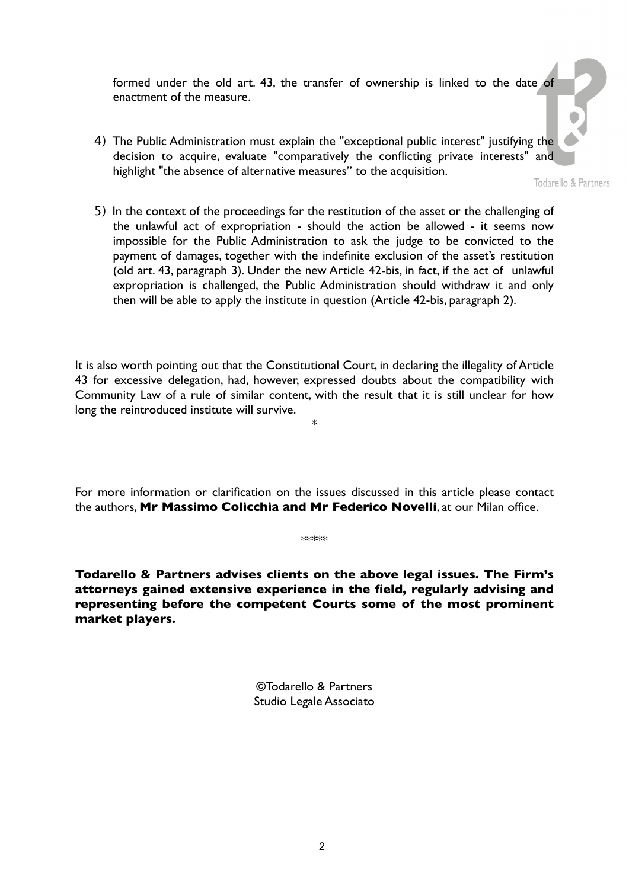formed under the old art. 43, the transfer of ownership is linked to the date of enactment of the measure.

4) The Public Administration must explain the "exceptional public interest" justifying the decision to acquire, evaluate "comparatively the conflicting private interests" and highlight "the absence of alternative measures" to the acquisition.

5) In the context of the proceedings for the restitution of the asset or the challenging of the unlawful act of expropriation - should the action be allowed - it seems now impossible for the Public Administration to ask the judge to be convicted to the payment of damages, together with the indefinite exclusion of the asset's restitution (old art. 43, paragraph 3). Under the new Article 42-bis, in fact, if the act of unlawful expropriation is challenged, the Public Administration should withdraw it and only then will be able to apply the institute in question (Article 42-bis, paragraph 2).

It is also worth pointing out that the Constitutional Court, in declaring the illegality of Article 43 for excessive delegation, had, however, expressed doubts about the compatibility with Community Law of a rule of similar content, with the result that it is still unclear for how long the reintroduced institute will survive.

*

For more information or clarification on the issues discussed in this article please contact the authors, **Mr Massimo Colicchia and Mr Federico Novelli**, at our Milan office.

*****

**Todarello & Partners advises clients on the above legal issues. The Firm's attorneys gained extensive experience in the field, regularly advising and representing before the competent Courts some of the most prominent market players.**

©Todarello & Partners
Studio Legale Associato